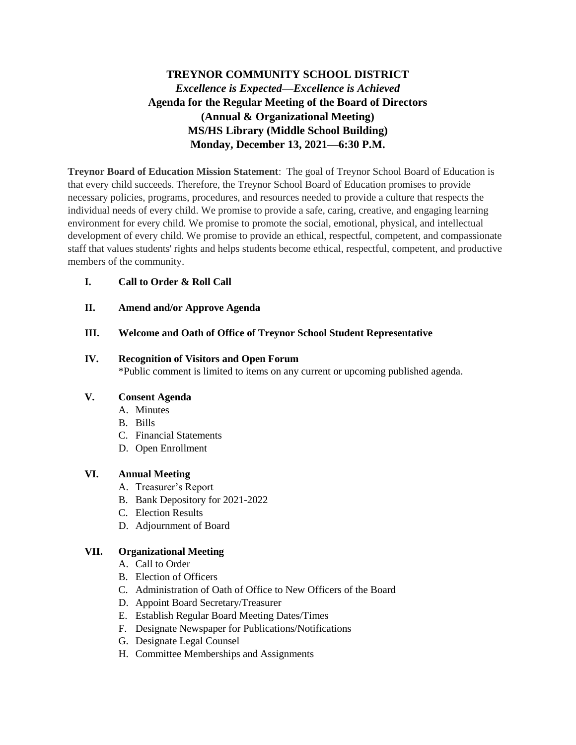# TREYNOR COMMUNITY SCHOOL DISTRICT

***Excellence is Expected—Excellence is Achieved***

**Agenda for the Regular Meeting of the Board of Directors**

**(Annual & Organizational Meeting)**

**MS/HS Library (Middle School Building)**

**Monday, December 13, 2021—6:30 P.M.**

**Treynor Board of Education Mission Statement**: The goal of Treynor School Board of Education is that every child succeeds. Therefore, the Treynor School Board of Education promises to provide necessary policies, programs, procedures, and resources needed to provide a culture that respects the individual needs of every child. We promise to provide a safe, caring, creative, and engaging learning environment for every child. We promise to promote the social, emotional, physical, and intellectual development of every child. We promise to provide an ethical, respectful, competent, and compassionate staff that values students' rights and helps students become ethical, respectful, competent, and productive members of the community.

**I. Call to Order & Roll Call**

**II. Amend and/or Approve Agenda**

**III. Welcome and Oath of Office of Treynor School Student Representative**

**IV. Recognition of Visitors and Open Forum**

*Public comment is limited to items on any current or upcoming published agenda.

**V. Consent Agenda**

A. Minutes
B. Bills
C. Financial Statements
D. Open Enrollment

**VI. Annual Meeting**

A. Treasurer's Report
B. Bank Depository for 2021-2022
C. Election Results
D. Adjournment of Board

**VII. Organizational Meeting**

A. Call to Order
B. Election of Officers
C. Administration of Oath of Office to New Officers of the Board
D. Appoint Board Secretary/Treasurer
E. Establish Regular Board Meeting Dates/Times
F. Designate Newspaper for Publications/Notifications
G. Designate Legal Counsel
H. Committee Memberships and Assignments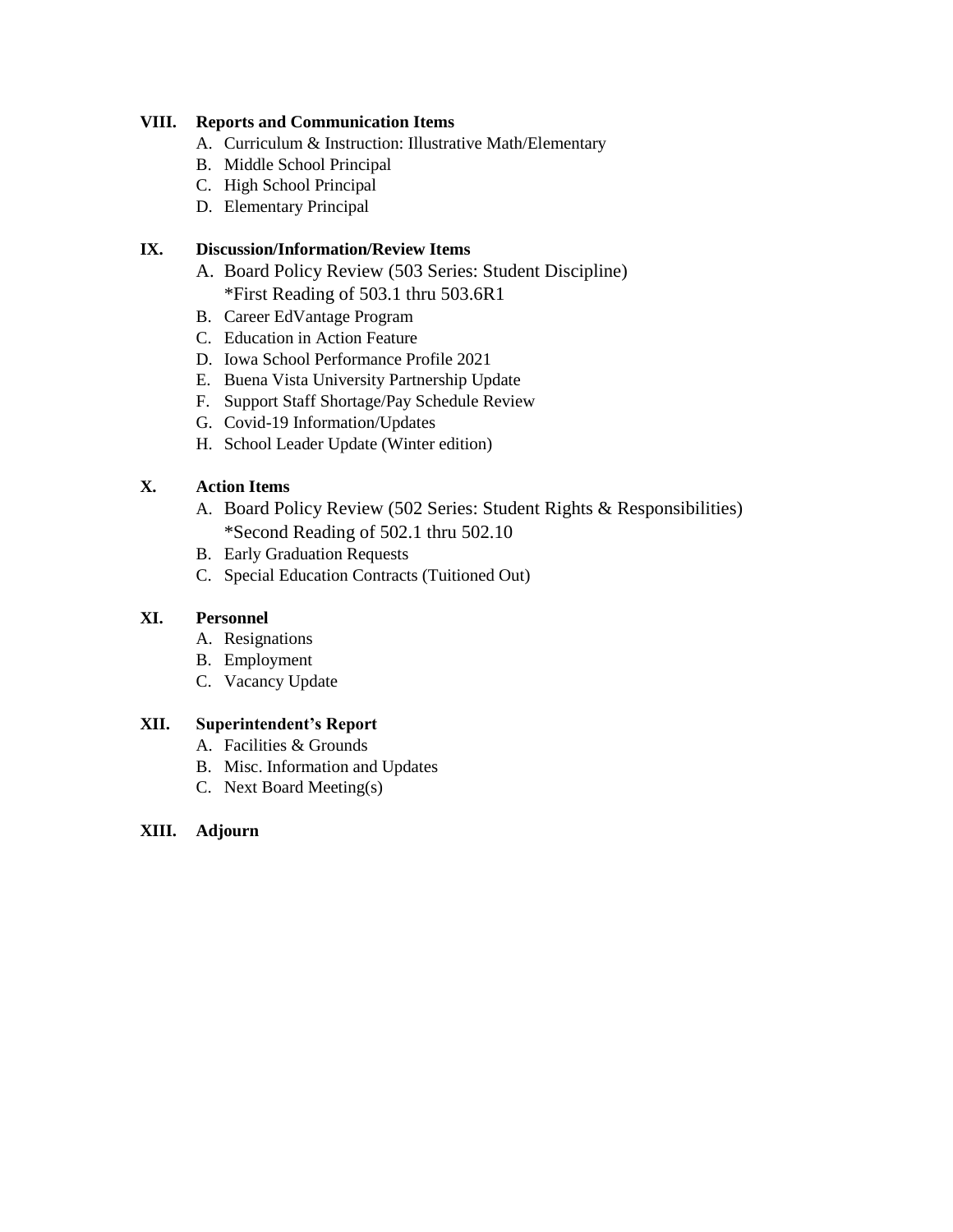**VIII. Reports and Communication Items**

A. Curriculum & Instruction: Illustrative Math/Elementary
B. Middle School Principal
C. High School Principal
D. Elementary Principal

**IX. Discussion/Information/Review Items**

A. Board Policy Review (503 Series: Student Discipline)
   *First Reading of 503.1 thru 503.6R1
B. Career EdVantage Program
C. Education in Action Feature
D. Iowa School Performance Profile 2021
E. Buena Vista University Partnership Update
F. Support Staff Shortage/Pay Schedule Review
G. Covid-19 Information/Updates
H. School Leader Update (Winter edition)

**X. Action Items**

A. Board Policy Review (502 Series: Student Rights & Responsibilities)
   *Second Reading of 502.1 thru 502.10
B. Early Graduation Requests
C. Special Education Contracts (Tuitioned Out)

**XI. Personnel**

A. Resignations
B. Employment
C. Vacancy Update

**XII. Superintendent's Report**

A. Facilities & Grounds
B. Misc. Information and Updates
C. Next Board Meeting(s)

**XIII. Adjourn**